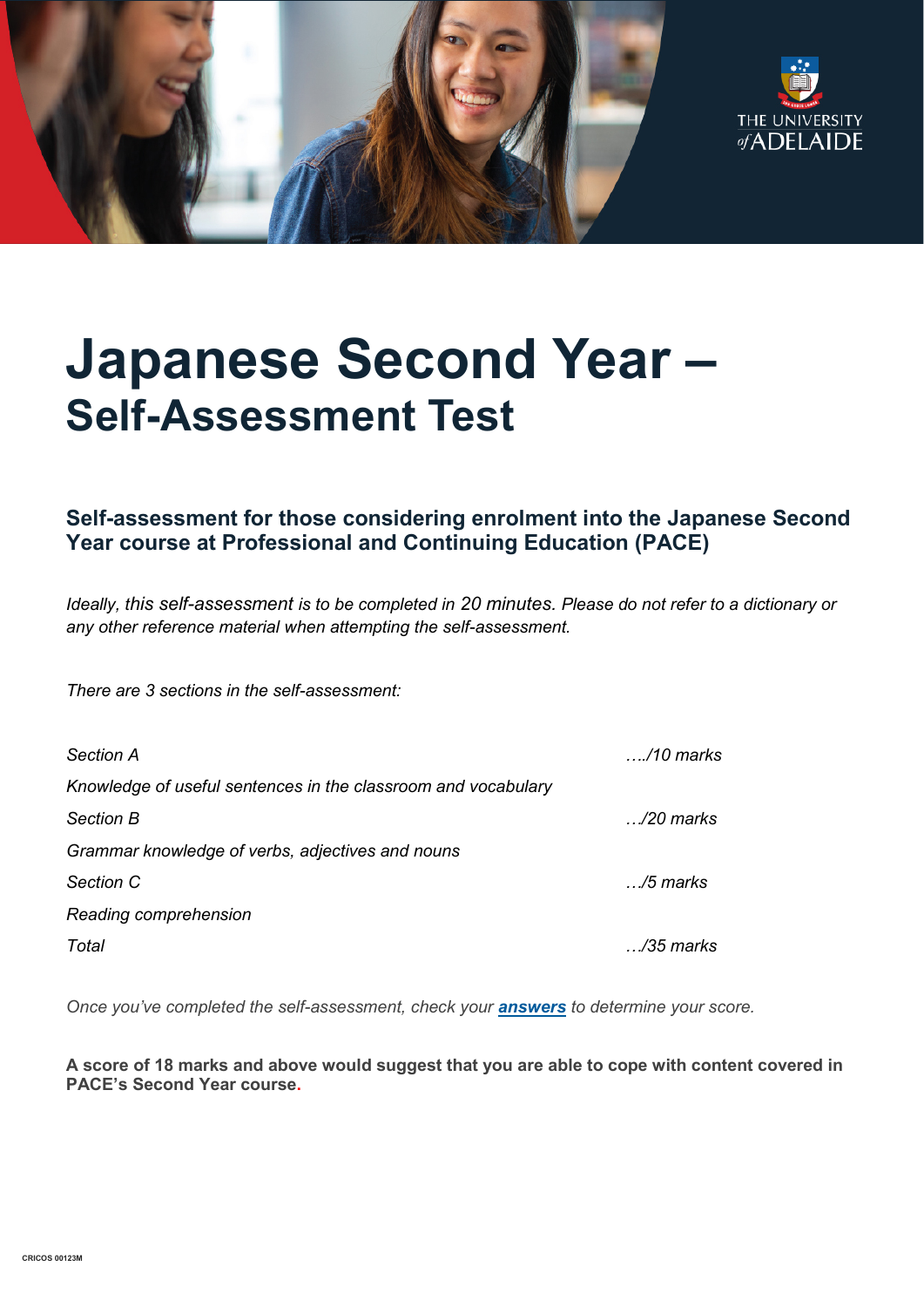# Japanese Second Year –
## Self-Assessment Test

### Self-assessment for those considering enrolment into the Japanese Second Year course at Professional and Continuing Education (PACE)

*Ideally, this self-assessment is to be completed in 20 minutes. Please do not refer to a dictionary or any other reference material when attempting the self-assessment.*

*There are 3 sections in the self-assessment:*

| | |
|---|---|
| *Section A* | *…./10 marks* |
| *Knowledge of useful sentences in the classroom and vocabulary* | |
| *Section B* | *…/20 marks* |
| *Grammar knowledge of verbs, adjectives and nouns* | |
| *Section C* | *…/5 marks* |
| *Reading comprehension* | |
| *Total* | *…/35 marks* |

*Once you've completed the self-assessment, check your* ***answers*** *to determine your score.*

**A score of 18 marks and above would suggest that you are able to cope with content covered in PACE's Second Year course.**

CRICOS 00123M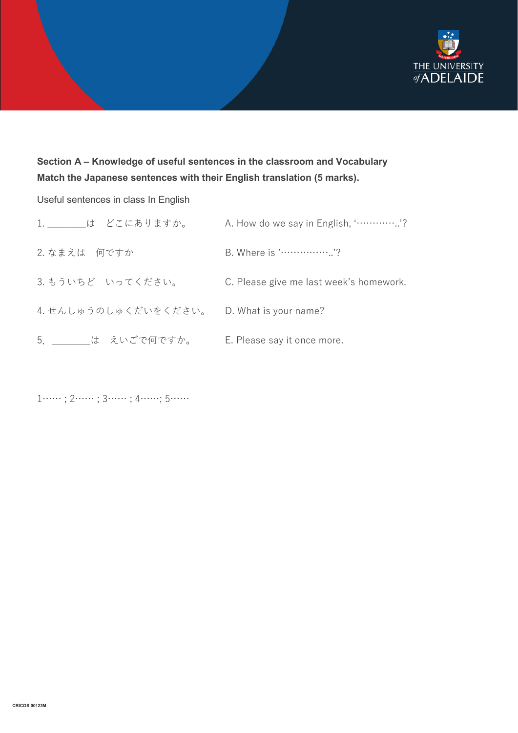**Section A – Knowledge of useful sentences in the classroom and Vocabulary**
**Match the Japanese sentences with their English translation (5 marks).**

Useful sentences in class In English

1. ________は　どこにありますか。　　A. How do we say in English, '…………..'?

2. なまえは　何ですか　　B. Where is '……………..'?

3. もういちど　いってください。　　C. Please give me last week's homework.

4. せんしゅうのしゅくだいをください。　　D. What is your name?

5. ________は　えいごで何ですか。　　E. Please say it once more.

1…… ; 2…… ; 3…… ; 4……; 5……

CRICOS 00123M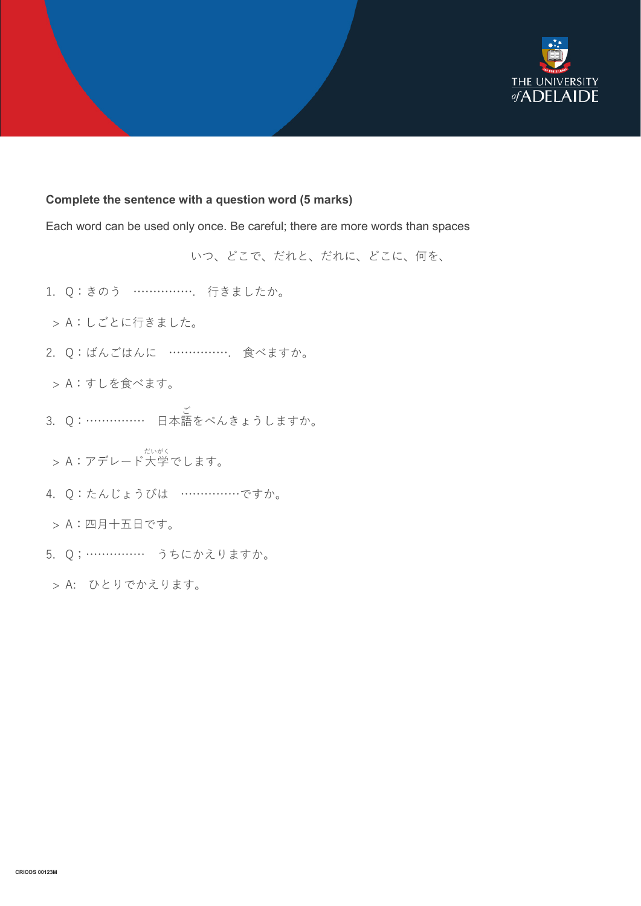**Complete the sentence with a question word (5 marks)**

Each word can be used only once. Be careful; there are more words than spaces

いつ、どこで、だれと、だれに、どこに、何を、

1. Q：きのう ……………. 行きましたか。

 > A：しごとに行きました。

2. Q：ばんごはんに ……………. 食べますか。

 > A：すしを食べます。

3. Q：…………… 日本語(ご)をべんきょうしますか。

 > A：アデレード大学(だいがく)でします。

4. Q：たんじょうびは ……………ですか。

 > A：四月十五日です。

5. Q；…………… うちにかえりますか。

 > A: ひとりでかえります。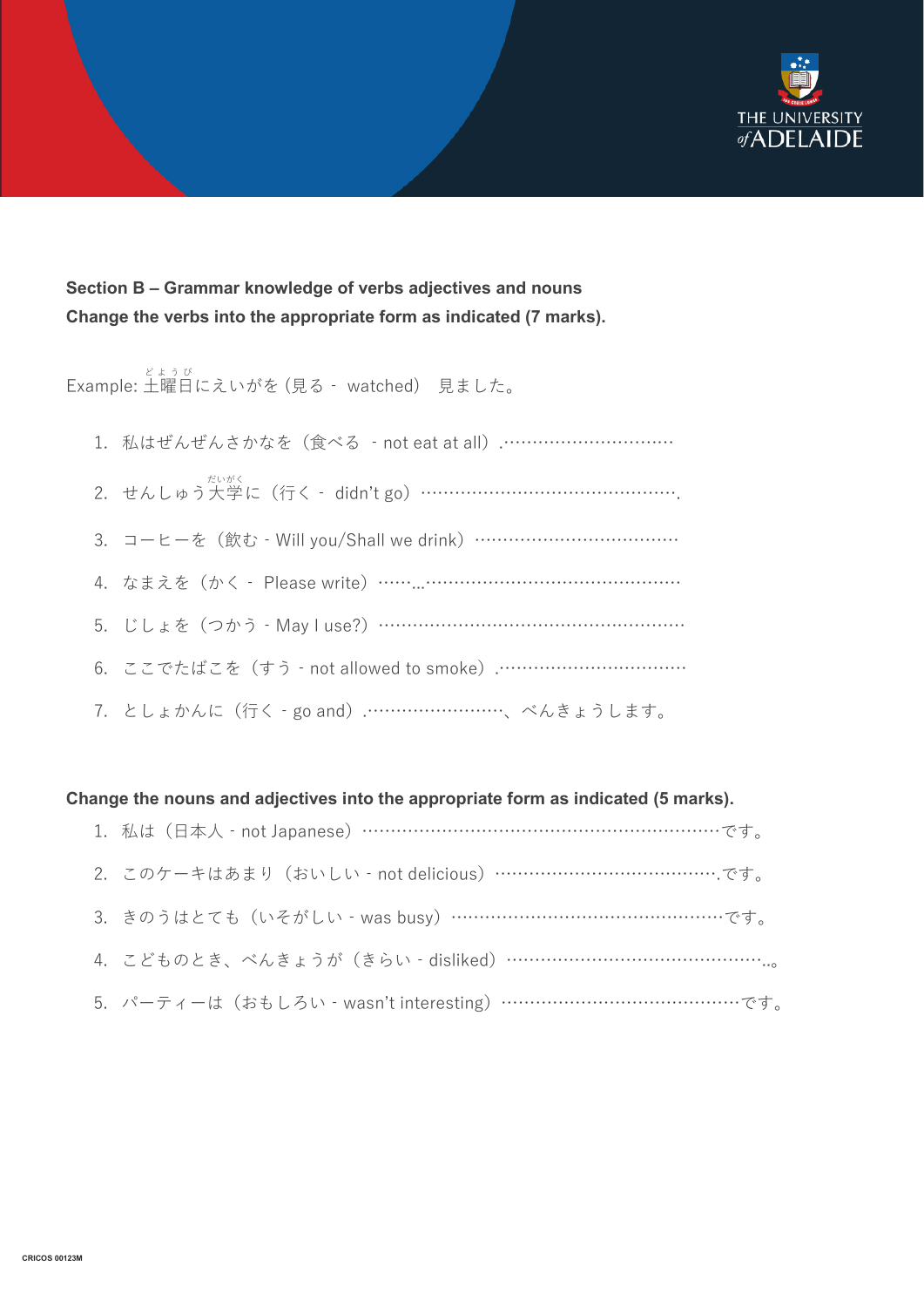**Section B – Grammar knowledge of verbs adjectives and nouns**
**Change the verbs into the appropriate form as indicated (7 marks).**

Example: 土曜日(どようび)にえいがを (見る - watched) 見ました。

1. 私はぜんぜんさかなを（食べる - not eat at all）.…………………………
2. せんしゅう大学(だいがく)に（行く - didn't go）………………………………………….
3. コーヒーを（飲む - Will you/Shall we drink）………………………………
4. なまえを（かく - Please write）……...………………………………………
5. じしょを（つかう - May I use?）………………………………………………
6. ここでたばこを（すう - not allowed to smoke）.……………………………
7. としょかんに（行く - go and）.……………………、べんきょうします。

**Change the nouns and adjectives into the appropriate form as indicated (5 marks).**

1. 私は（日本人 - not Japanese）…………………………………………………………です。
2. このケーキはあまり（おいしい - not delicious）………………………………….です。
3. きのうはとても（いそがしい - was busy）……………………………………………です。
4. こどものとき、べんきょうが（きらい - disliked）………………………………………..。
5. パーティーは（おもしろい - wasn't interesting）……………………………………です。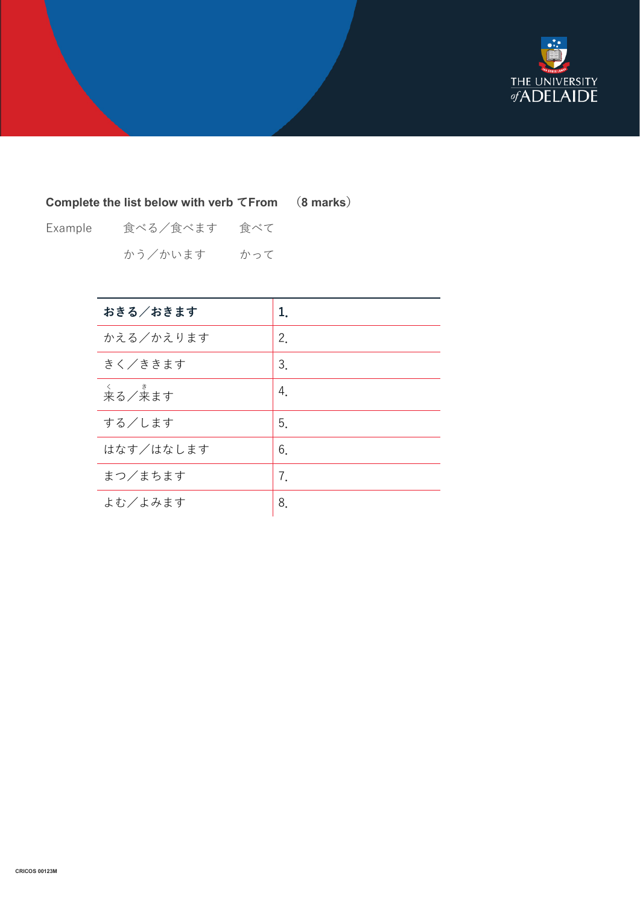**Complete the list below with verb てFrom （8 marks）**

Example　　食べる／食べます　　食べて

　　　　　かう／かいます　　かって

| **おきる／おきます** | **1.** |
|---|---|
| かえる／かえります | 2. |
| きく／ききます | 3. |
| 来る／来ます | 4. |
| する／します | 5. |
| はなす／はなします | 6. |
| まつ／まちます | 7. |
| よむ／よみます | 8. |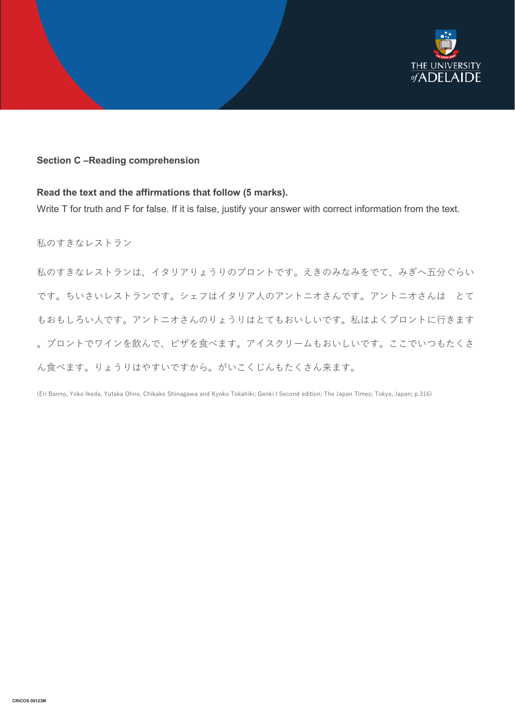**Section C –Reading comprehension**

**Read the text and the affirmations that follow (5 marks).**

Write T for truth and F for false. If it is false, justify your answer with correct information from the text.

私のすきなレストラン

私のすきなレストランは、イタリアりょうりのプロントです。えきのみなみをでて、みぎへ五分ぐらいです。ちいさいレストランです。シェフはイタリア人のアントニオさんです。アントニオさんは　とてもおもしろい人です。アントニオさんのりょうりはとてもおいしいです。私はよくプロントに行きます。プロントでワインを飲んで、ピザを食べます。アイスクリームもおいしいです。ここでいつもたくさん食べます。りょうりはやすいですから。がいこくじんもたくさん来ます。

(Eri Banno, Yoko Ikeda, Yutaka Ohno. Chikako Shinagawa and Kyoko Tokahiki; Genki I Second edition; The Japan Times; Tokyo, Japan; p.316)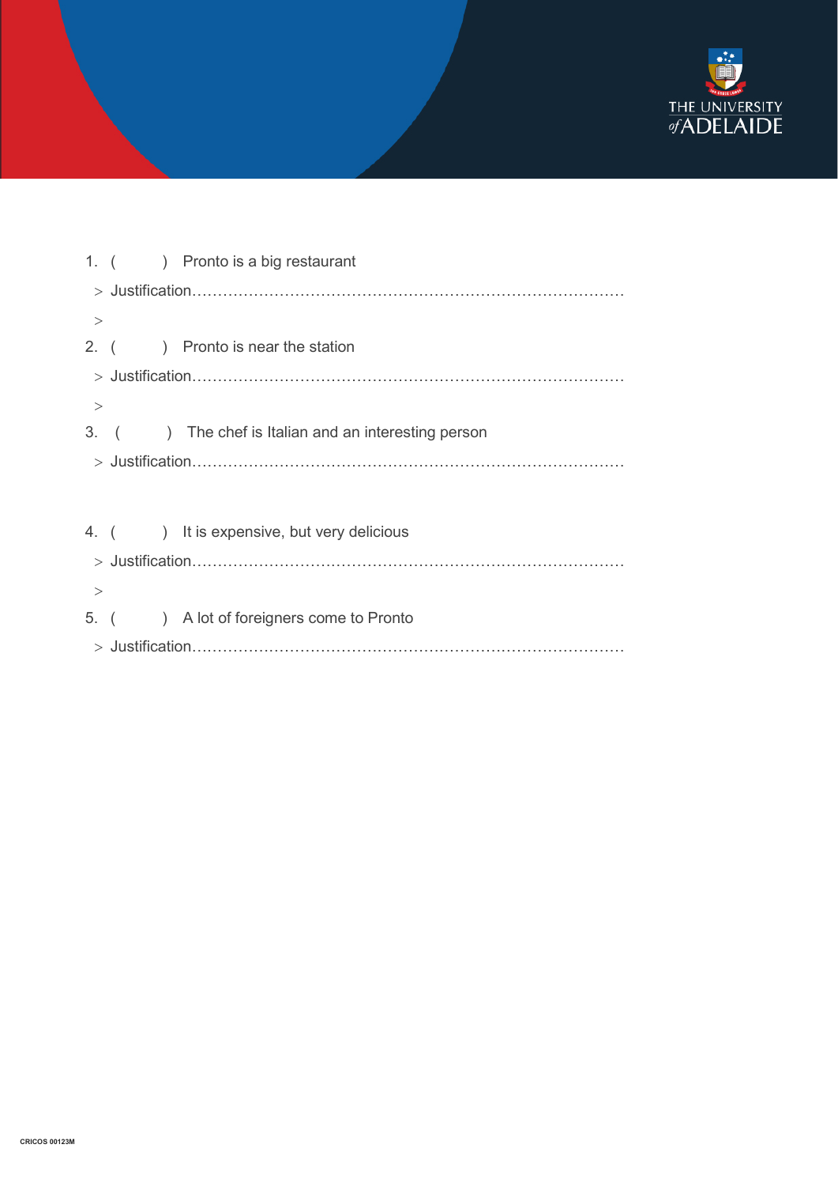1. (        ) Pronto is a big restaurant

   > Justification…………………………………………………………………………

   >

2. (        ) Pronto is near the station

   > Justification…………………………………………………………………………

   >

3. (        ) The chef is Italian and an interesting person

   > Justification…………………………………………………………………………

4. (        ) It is expensive, but very delicious

   > Justification…………………………………………………………………………

   >

5. (        ) A lot of foreigners come to Pronto

   > Justification…………………………………………………………………………